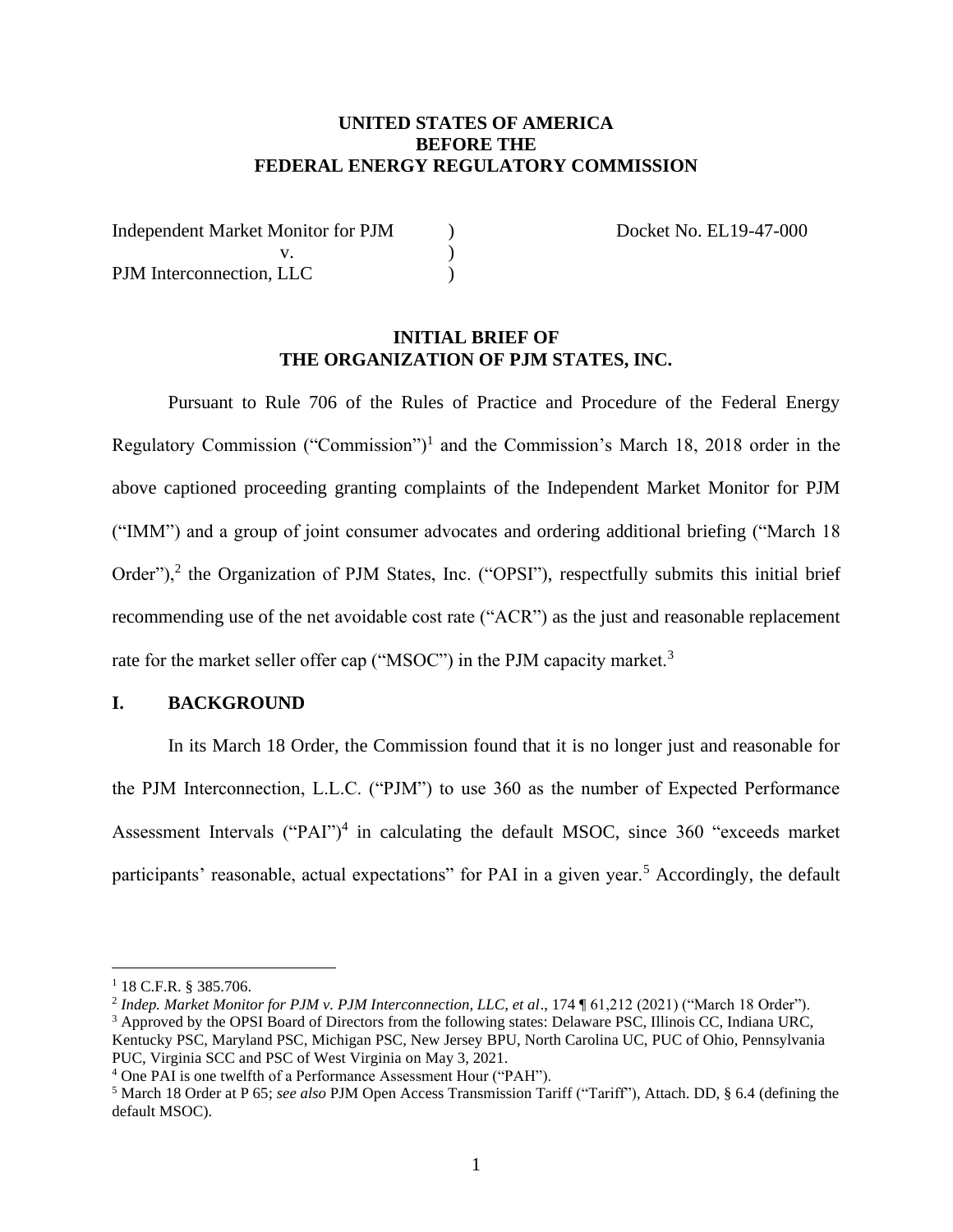**UNITED STATES OF AMERICA**
**BEFORE THE**
**FEDERAL ENERGY REGULATORY COMMISSION**

| | | |
|---|---|---|
| Independent Market Monitor for PJM | ) | Docket No. EL19-47-000 |
| v. | ) | |
| PJM Interconnection, LLC | ) | |

**INITIAL BRIEF OF**
**THE ORGANIZATION OF PJM STATES, INC.**

Pursuant to Rule 706 of the Rules of Practice and Procedure of the Federal Energy Regulatory Commission ("Commission")[1] and the Commission's March 18, 2018 order in the above captioned proceeding granting complaints of the Independent Market Monitor for PJM ("IMM") and a group of joint consumer advocates and ordering additional briefing ("March 18 Order"),[2] the Organization of PJM States, Inc. ("OPSI"), respectfully submits this initial brief recommending use of the net avoidable cost rate ("ACR") as the just and reasonable replacement rate for the market seller offer cap ("MSOC") in the PJM capacity market.[3]

## I. BACKGROUND

In its March 18 Order, the Commission found that it is no longer just and reasonable for the PJM Interconnection, L.L.C. ("PJM") to use 360 as the number of Expected Performance Assessment Intervals ("PAI")[4] in calculating the default MSOC, since 360 "exceeds market participants' reasonable, actual expectations" for PAI in a given year.[5] Accordingly, the default

---

[1] 18 C.F.R. § 385.706.

[2] *Indep. Market Monitor for PJM v. PJM Interconnection, LLC, et al*., 174 ¶ 61,212 (2021) ("March 18 Order").

[3] Approved by the OPSI Board of Directors from the following states: Delaware PSC, Illinois CC, Indiana URC, Kentucky PSC, Maryland PSC, Michigan PSC, New Jersey BPU, North Carolina UC, PUC of Ohio, Pennsylvania PUC, Virginia SCC and PSC of West Virginia on May 3, 2021.

[4] One PAI is one twelfth of a Performance Assessment Hour ("PAH").

[5] March 18 Order at P 65; *see also* PJM Open Access Transmission Tariff ("Tariff"), Attach. DD, § 6.4 (defining the default MSOC).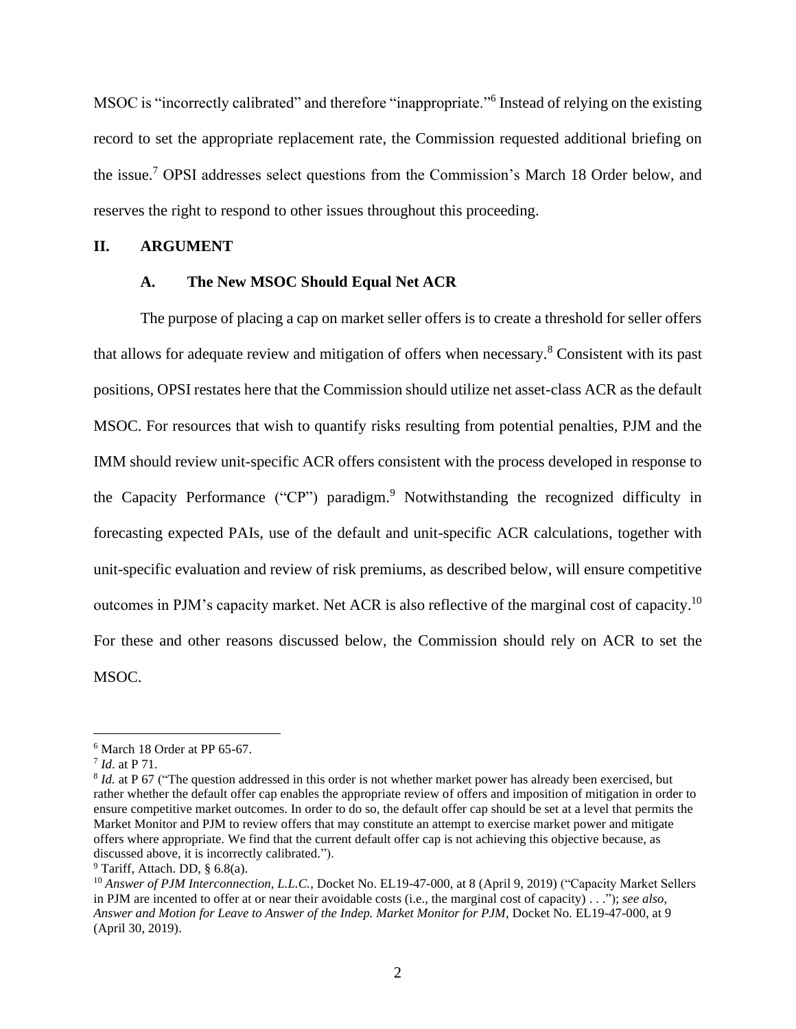MSOC is "incorrectly calibrated" and therefore "inappropriate."[6] Instead of relying on the existing record to set the appropriate replacement rate, the Commission requested additional briefing on the issue.[7] OPSI addresses select questions from the Commission's March 18 Order below, and reserves the right to respond to other issues throughout this proceeding.

## II. ARGUMENT

### A. The New MSOC Should Equal Net ACR

The purpose of placing a cap on market seller offers is to create a threshold for seller offers that allows for adequate review and mitigation of offers when necessary.[8] Consistent with its past positions, OPSI restates here that the Commission should utilize net asset-class ACR as the default MSOC. For resources that wish to quantify risks resulting from potential penalties, PJM and the IMM should review unit-specific ACR offers consistent with the process developed in response to the Capacity Performance ("CP") paradigm.[9] Notwithstanding the recognized difficulty in forecasting expected PAIs, use of the default and unit-specific ACR calculations, together with unit-specific evaluation and review of risk premiums, as described below, will ensure competitive outcomes in PJM's capacity market. Net ACR is also reflective of the marginal cost of capacity.[10] For these and other reasons discussed below, the Commission should rely on ACR to set the MSOC.

---

[6] March 18 Order at PP 65-67.

[7] *Id*. at P 71.

[8] *Id.* at P 67 ("The question addressed in this order is not whether market power has already been exercised, but rather whether the default offer cap enables the appropriate review of offers and imposition of mitigation in order to ensure competitive market outcomes. In order to do so, the default offer cap should be set at a level that permits the Market Monitor and PJM to review offers that may constitute an attempt to exercise market power and mitigate offers where appropriate. We find that the current default offer cap is not achieving this objective because, as discussed above, it is incorrectly calibrated.").

[9] Tariff, Attach. DD, § 6.8(a).

[10] *Answer of PJM Interconnection, L.L.C.*, Docket No. EL19-47-000, at 8 (April 9, 2019) ("Capacity Market Sellers in PJM are incented to offer at or near their avoidable costs (i.e., the marginal cost of capacity) . . ."); *see also*, *Answer and Motion for Leave to Answer of the Indep. Market Monitor for PJM*, Docket No. EL19-47-000, at 9 (April 30, 2019).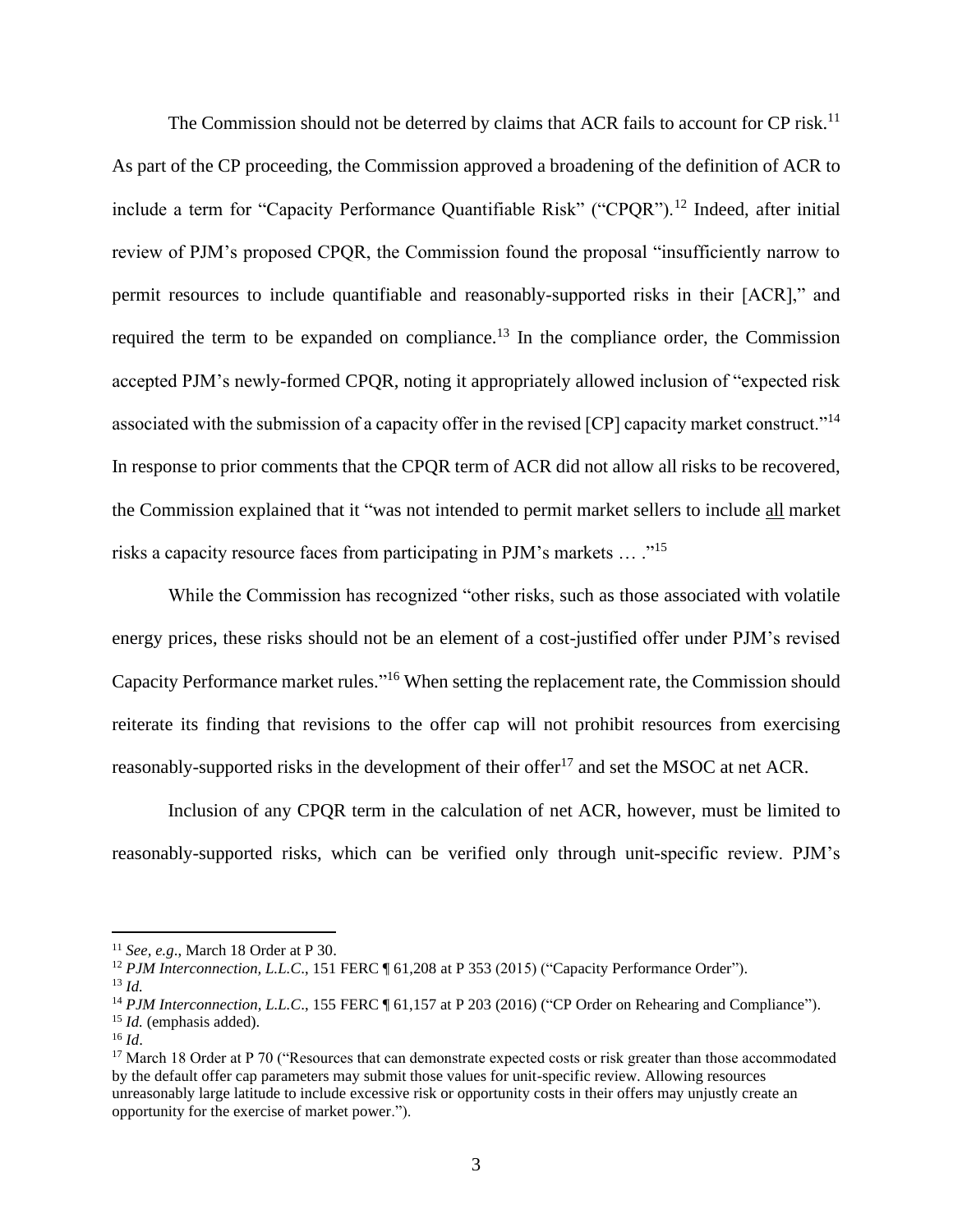The Commission should not be deterred by claims that ACR fails to account for CP risk.[11] As part of the CP proceeding, the Commission approved a broadening of the definition of ACR to include a term for "Capacity Performance Quantifiable Risk" ("CPQR").[12] Indeed, after initial review of PJM's proposed CPQR, the Commission found the proposal "insufficiently narrow to permit resources to include quantifiable and reasonably-supported risks in their [ACR]," and required the term to be expanded on compliance.[13] In the compliance order, the Commission accepted PJM's newly-formed CPQR, noting it appropriately allowed inclusion of "expected risk associated with the submission of a capacity offer in the revised [CP] capacity market construct."[14] In response to prior comments that the CPQR term of ACR did not allow all risks to be recovered, the Commission explained that it "was not intended to permit market sellers to include <u>all</u> market risks a capacity resource faces from participating in PJM's markets … ."[15]

While the Commission has recognized "other risks, such as those associated with volatile energy prices, these risks should not be an element of a cost-justified offer under PJM's revised Capacity Performance market rules."[16] When setting the replacement rate, the Commission should reiterate its finding that revisions to the offer cap will not prohibit resources from exercising reasonably-supported risks in the development of their offer[17] and set the MSOC at net ACR.

Inclusion of any CPQR term in the calculation of net ACR, however, must be limited to reasonably-supported risks, which can be verified only through unit-specific review. PJM's

---

[11] *See, e.g.*, March 18 Order at P 30.

[12] *PJM Interconnection, L.L.C*., 151 FERC ¶ 61,208 at P 353 (2015) ("Capacity Performance Order").

[13] *Id.*

[14] *PJM Interconnection, L.L.C*., 155 FERC ¶ 61,157 at P 203 (2016) ("CP Order on Rehearing and Compliance").

[15] *Id.* (emphasis added).

[16] *Id*.

[17] March 18 Order at P 70 ("Resources that can demonstrate expected costs or risk greater than those accommodated by the default offer cap parameters may submit those values for unit-specific review. Allowing resources unreasonably large latitude to include excessive risk or opportunity costs in their offers may unjustly create an opportunity for the exercise of market power.").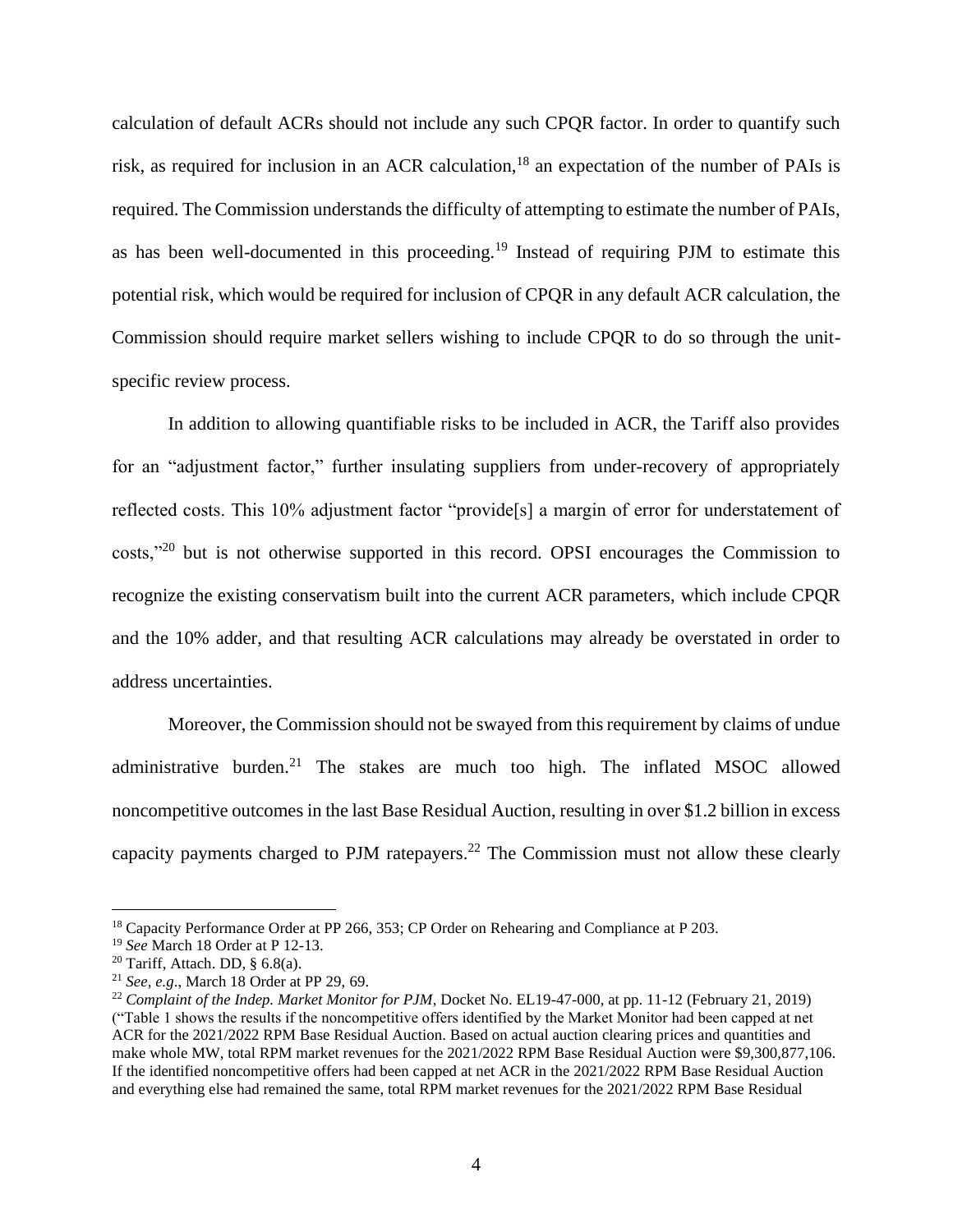calculation of default ACRs should not include any such CPQR factor. In order to quantify such risk, as required for inclusion in an ACR calculation,[18] an expectation of the number of PAIs is required. The Commission understands the difficulty of attempting to estimate the number of PAIs, as has been well-documented in this proceeding.[19] Instead of requiring PJM to estimate this potential risk, which would be required for inclusion of CPQR in any default ACR calculation, the Commission should require market sellers wishing to include CPQR to do so through the unit-specific review process.

In addition to allowing quantifiable risks to be included in ACR, the Tariff also provides for an "adjustment factor," further insulating suppliers from under-recovery of appropriately reflected costs. This 10% adjustment factor "provide[s] a margin of error for understatement of costs,"[20] but is not otherwise supported in this record. OPSI encourages the Commission to recognize the existing conservatism built into the current ACR parameters, which include CPQR and the 10% adder, and that resulting ACR calculations may already be overstated in order to address uncertainties.

Moreover, the Commission should not be swayed from this requirement by claims of undue administrative burden.[21] The stakes are much too high. The inflated MSOC allowed noncompetitive outcomes in the last Base Residual Auction, resulting in over $1.2 billion in excess capacity payments charged to PJM ratepayers.[22] The Commission must not allow these clearly

---

[18] Capacity Performance Order at PP 266, 353; CP Order on Rehearing and Compliance at P 203.

[19] *See* March 18 Order at P 12-13.

[20] Tariff, Attach. DD, § 6.8(a).

[21] *See, e.g.*, March 18 Order at PP 29, 69.

[22] *Complaint of the Indep. Market Monitor for PJM*, Docket No. EL19-47-000, at pp. 11-12 (February 21, 2019) ("Table 1 shows the results if the noncompetitive offers identified by the Market Monitor had been capped at net ACR for the 2021/2022 RPM Base Residual Auction. Based on actual auction clearing prices and quantities and make whole MW, total RPM market revenues for the 2021/2022 RPM Base Residual Auction were $9,300,877,106. If the identified noncompetitive offers had been capped at net ACR in the 2021/2022 RPM Base Residual Auction and everything else had remained the same, total RPM market revenues for the 2021/2022 RPM Base Residual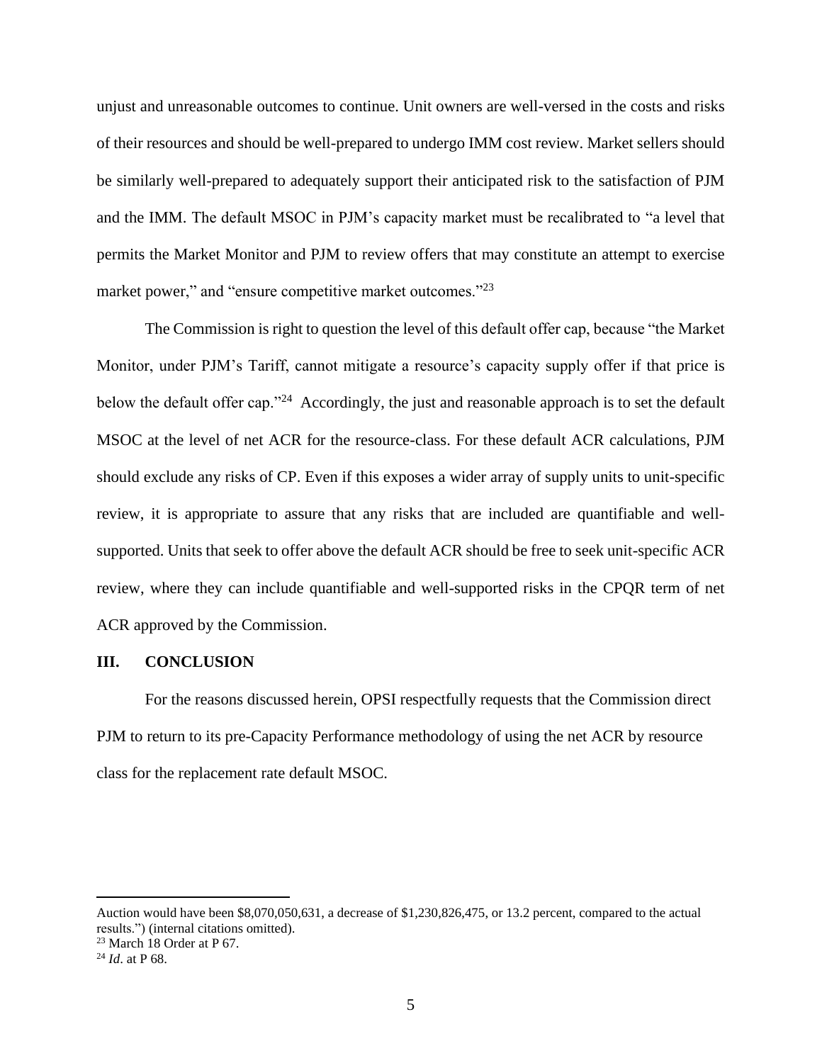unjust and unreasonable outcomes to continue. Unit owners are well-versed in the costs and risks of their resources and should be well-prepared to undergo IMM cost review. Market sellers should be similarly well-prepared to adequately support their anticipated risk to the satisfaction of PJM and the IMM. The default MSOC in PJM's capacity market must be recalibrated to "a level that permits the Market Monitor and PJM to review offers that may constitute an attempt to exercise market power," and "ensure competitive market outcomes."[23]

The Commission is right to question the level of this default offer cap, because "the Market Monitor, under PJM's Tariff, cannot mitigate a resource's capacity supply offer if that price is below the default offer cap."[24] Accordingly, the just and reasonable approach is to set the default MSOC at the level of net ACR for the resource-class. For these default ACR calculations, PJM should exclude any risks of CP. Even if this exposes a wider array of supply units to unit-specific review, it is appropriate to assure that any risks that are included are quantifiable and well-supported. Units that seek to offer above the default ACR should be free to seek unit-specific ACR review, where they can include quantifiable and well-supported risks in the CPQR term of net ACR approved by the Commission.

## III. CONCLUSION

For the reasons discussed herein, OPSI respectfully requests that the Commission direct PJM to return to its pre-Capacity Performance methodology of using the net ACR by resource class for the replacement rate default MSOC.

---

Auction would have been $8,070,050,631, a decrease of $1,230,826,475, or 13.2 percent, compared to the actual results.") (internal citations omitted).

[23] March 18 Order at P 67.

[24] *Id*. at P 68.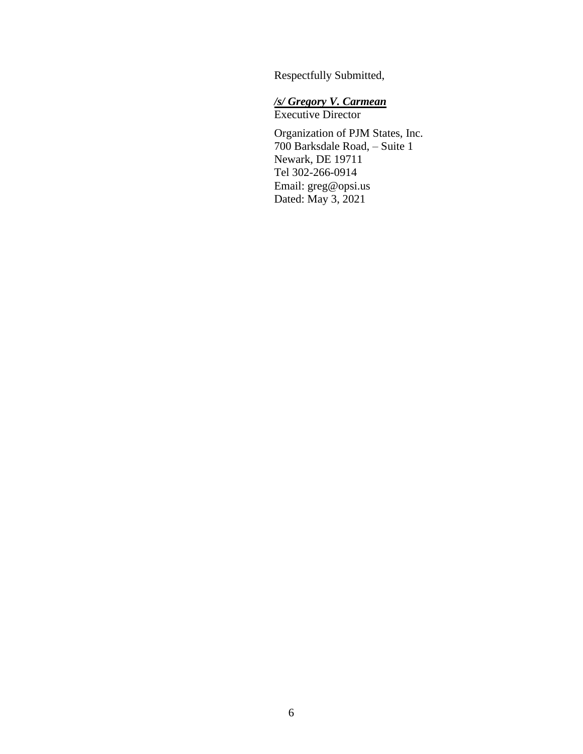Respectfully Submitted,

***/s/ Gregory V. Carmean***
Executive Director

Organization of PJM States, Inc.
700 Barksdale Road, – Suite 1
Newark, DE 19711
Tel 302-266-0914
Email: greg@opsi.us
Dated: May 3, 2021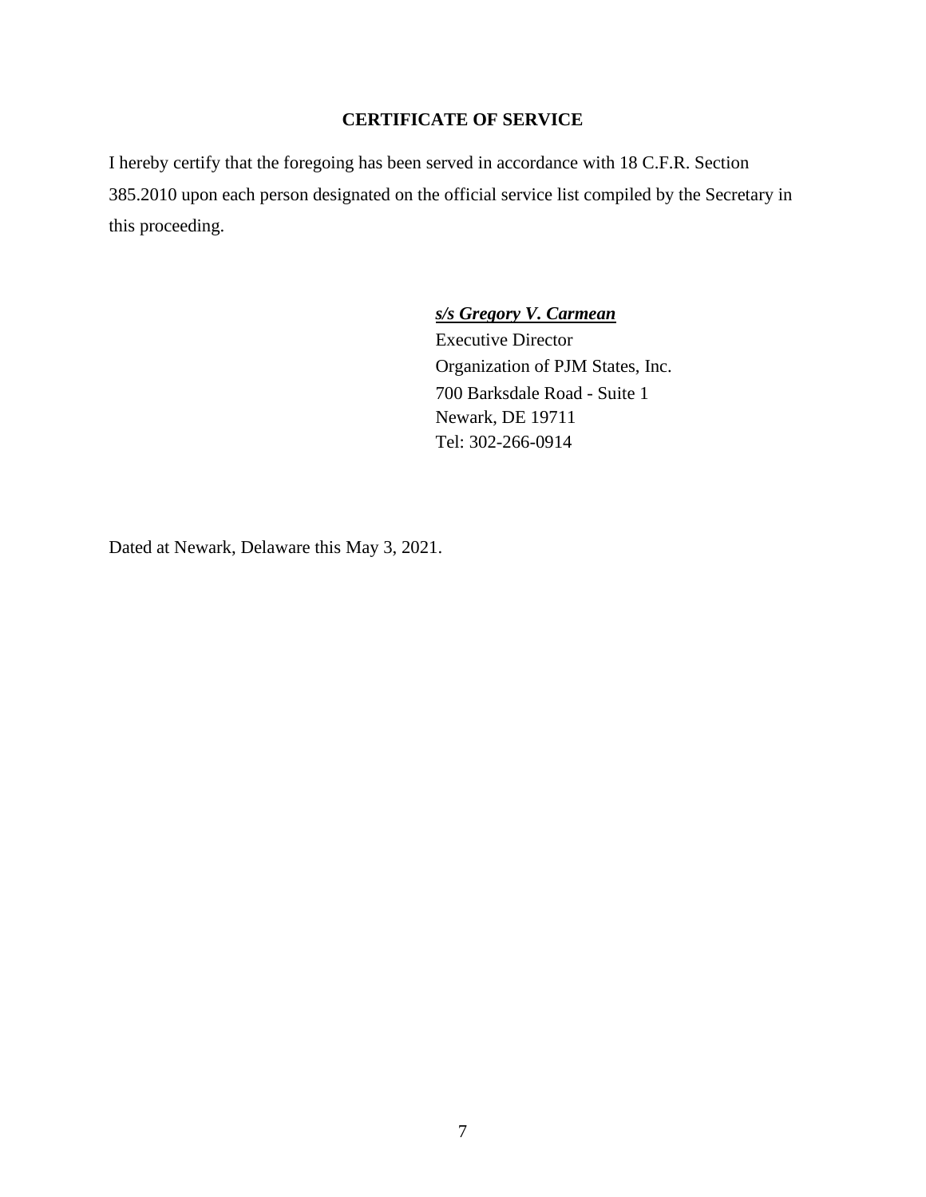## CERTIFICATE OF SERVICE

I hereby certify that the foregoing has been served in accordance with 18 C.F.R. Section 385.2010 upon each person designated on the official service list compiled by the Secretary in this proceeding.

***s/s Gregory V. Carmean***
Executive Director
Organization of PJM States, Inc.
700 Barksdale Road - Suite 1
Newark, DE 19711
Tel: 302-266-0914

Dated at Newark, Delaware this May 3, 2021.